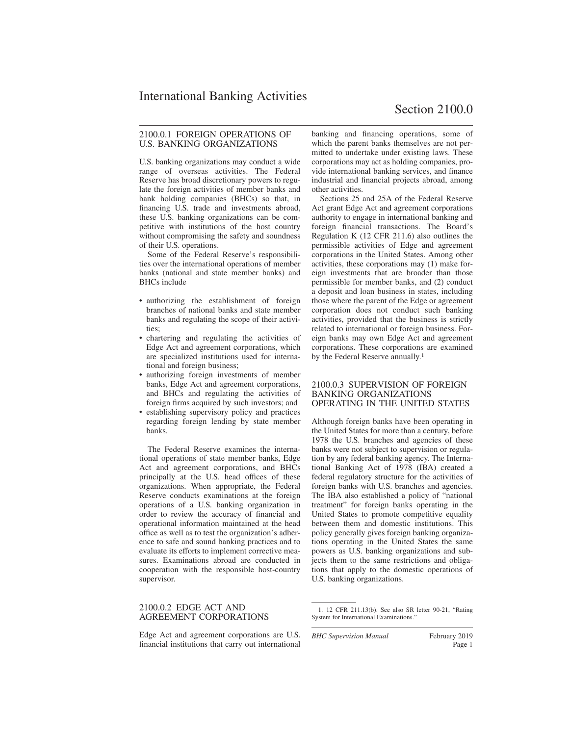# International Banking Activities

## Section 2100.0

### 2100.0.1 FOREIGN OPERATIONS OF U.S. BANKING ORGANIZATIONS

U.S. banking organizations may conduct a wide range of overseas activities. The Federal Reserve has broad discretionary powers to regulate the foreign activities of member banks and bank holding companies (BHCs) so that, in financing U.S. trade and investments abroad, these U.S. banking organizations can be competitive with institutions of the host country without compromising the safety and soundness of their U.S. operations.

Some of the Federal Reserve's responsibilities over the international operations of member banks (national and state member banks) and BHCs include

- authorizing the establishment of foreign branches of national banks and state member banks and regulating the scope of their activities;
- chartering and regulating the activities of Edge Act and agreement corporations, which are specialized institutions used for international and foreign business;
- authorizing foreign investments of member banks, Edge Act and agreement corporations, and BHCs and regulating the activities of foreign firms acquired by such investors; and
- establishing supervisory policy and practices regarding foreign lending by state member banks.

The Federal Reserve examines the international operations of state member banks, Edge Act and agreement corporations, and BHCs principally at the U.S. head offices of these organizations. When appropriate, the Federal Reserve conducts examinations at the foreign operations of a U.S. banking organization in order to review the accuracy of financial and operational information maintained at the head office as well as to test the organization's adherence to safe and sound banking practices and to evaluate its efforts to implement corrective measures. Examinations abroad are conducted in cooperation with the responsible host-country supervisor.

### 2100.0.2 EDGE ACT AND AGREEMENT CORPORATIONS

Edge Act and agreement corporations are U.S. financial institutions that carry out international banking and financing operations, some of which the parent banks themselves are not permitted to undertake under existing laws. These corporations may act as holding companies, provide international banking services, and finance industrial and financial projects abroad, among other activities.

Sections 25 and 25A of the Federal Reserve Act grant Edge Act and agreement corporations authority to engage in international banking and foreign financial transactions. The Board's Regulation K (12 CFR 211.6) also outlines the permissible activities of Edge and agreement corporations in the United States. Among other activities, these corporations may (1) make foreign investments that are broader than those permissible for member banks, and (2) conduct a deposit and loan business in states, including those where the parent of the Edge or agreement corporation does not conduct such banking activities, provided that the business is strictly related to international or foreign business. Foreign banks may own Edge Act and agreement corporations. These corporations are examined by the Federal Reserve annually.[1]

### 2100.0.3 SUPERVISION OF FOREIGN BANKING ORGANIZATIONS OPERATING IN THE UNITED STATES

Although foreign banks have been operating in the United States for more than a century, before 1978 the U.S. branches and agencies of these banks were not subject to supervision or regulation by any federal banking agency. The International Banking Act of 1978 (IBA) created a federal regulatory structure for the activities of foreign banks with U.S. branches and agencies. The IBA also established a policy of "national treatment" for foreign banks operating in the United States to promote competitive equality between them and domestic institutions. This policy generally gives foreign banking organizations operating in the United States the same powers as U.S. banking organizations and subjects them to the same restrictions and obligations that apply to the domestic operations of U.S. banking organizations.

---

1. 12 CFR 211.13(b). See also SR letter 90-21, "Rating System for International Examinations."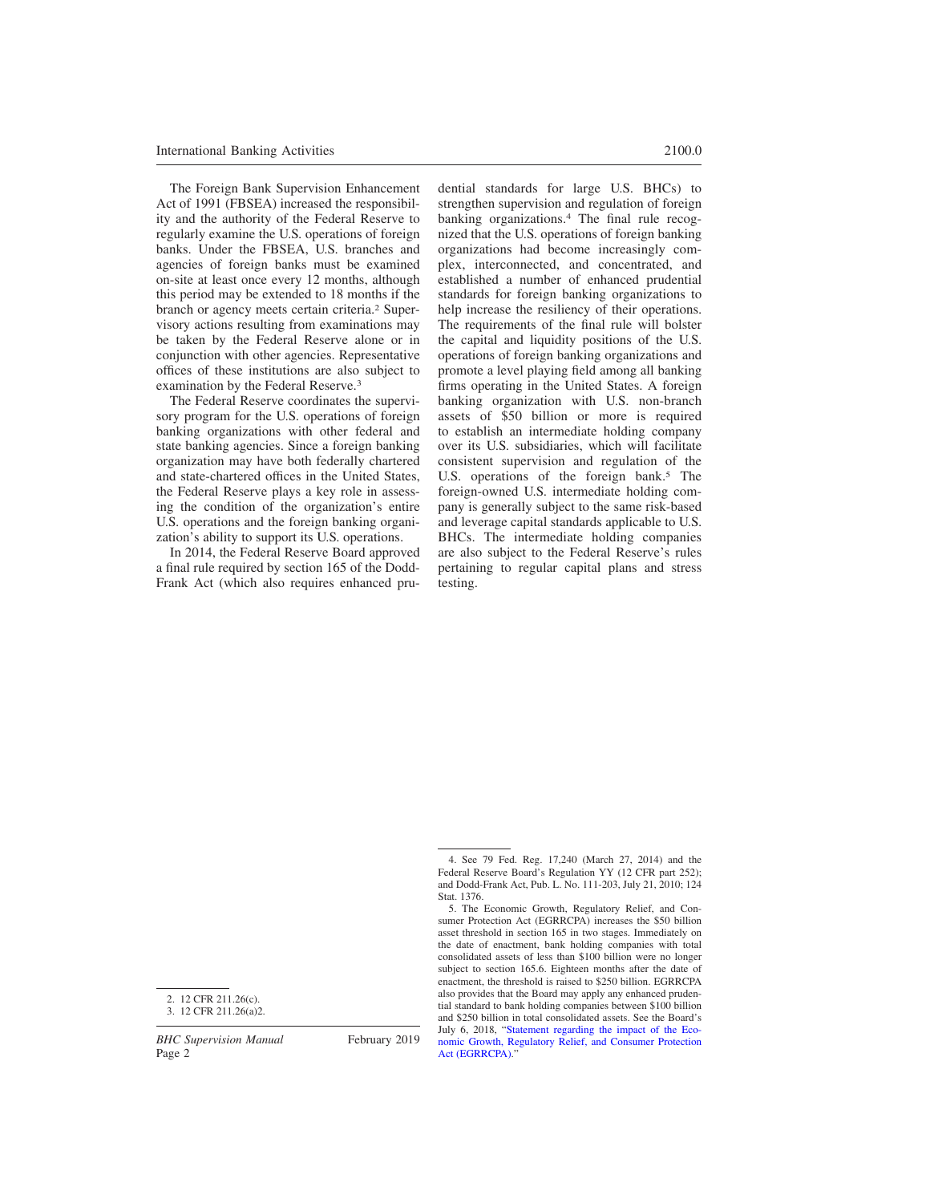The Foreign Bank Supervision Enhancement Act of 1991 (FBSEA) increased the responsibility and the authority of the Federal Reserve to regularly examine the U.S. operations of foreign banks. Under the FBSEA, U.S. branches and agencies of foreign banks must be examined on-site at least once every 12 months, although this period may be extended to 18 months if the branch or agency meets certain criteria.[2] Supervisory actions resulting from examinations may be taken by the Federal Reserve alone or in conjunction with other agencies. Representative offices of these institutions are also subject to examination by the Federal Reserve.[3]

The Federal Reserve coordinates the supervisory program for the U.S. operations of foreign banking organizations with other federal and state banking agencies. Since a foreign banking organization may have both federally chartered and state-chartered offices in the United States, the Federal Reserve plays a key role in assessing the condition of the organization's entire U.S. operations and the foreign banking organization's ability to support its U.S. operations.

In 2014, the Federal Reserve Board approved a final rule required by section 165 of the Dodd-Frank Act (which also requires enhanced prudential standards for large U.S. BHCs) to strengthen supervision and regulation of foreign banking organizations.[4] The final rule recognized that the U.S. operations of foreign banking organizations had become increasingly complex, interconnected, and concentrated, and established a number of enhanced prudential standards for foreign banking organizations to help increase the resiliency of their operations. The requirements of the final rule will bolster the capital and liquidity positions of the U.S. operations of foreign banking organizations and promote a level playing field among all banking firms operating in the United States. A foreign banking organization with U.S. non-branch assets of $50 billion or more is required to establish an intermediate holding company over its U.S. subsidiaries, which will facilitate consistent supervision and regulation of the U.S. operations of the foreign bank.[5] The foreign-owned U.S. intermediate holding company is generally subject to the same risk-based and leverage capital standards applicable to U.S. BHCs. The intermediate holding companies are also subject to the Federal Reserve's rules pertaining to regular capital plans and stress testing.

---

2. 12 CFR 211.26(c).

3. 12 CFR 211.26(a)2.

4. See 79 Fed. Reg. 17,240 (March 27, 2014) and the Federal Reserve Board's Regulation YY (12 CFR part 252); and Dodd-Frank Act, Pub. L. No. 111-203, July 21, 2010; 124 Stat. 1376.

5. The Economic Growth, Regulatory Relief, and Consumer Protection Act (EGRRCPA) increases the $50 billion asset threshold in section 165 in two stages. Immediately on the date of enactment, bank holding companies with total consolidated assets of less than $100 billion were no longer subject to section 165.6. Eighteen months after the date of enactment, the threshold is raised to $250 billion. EGRRCPA also provides that the Board may apply any enhanced prudential standard to bank holding companies between $100 billion and $250 billion in total consolidated assets. See the Board's July 6, 2018, "Statement regarding the impact of the Economic Growth, Regulatory Relief, and Consumer Protection Act (EGRRCPA)."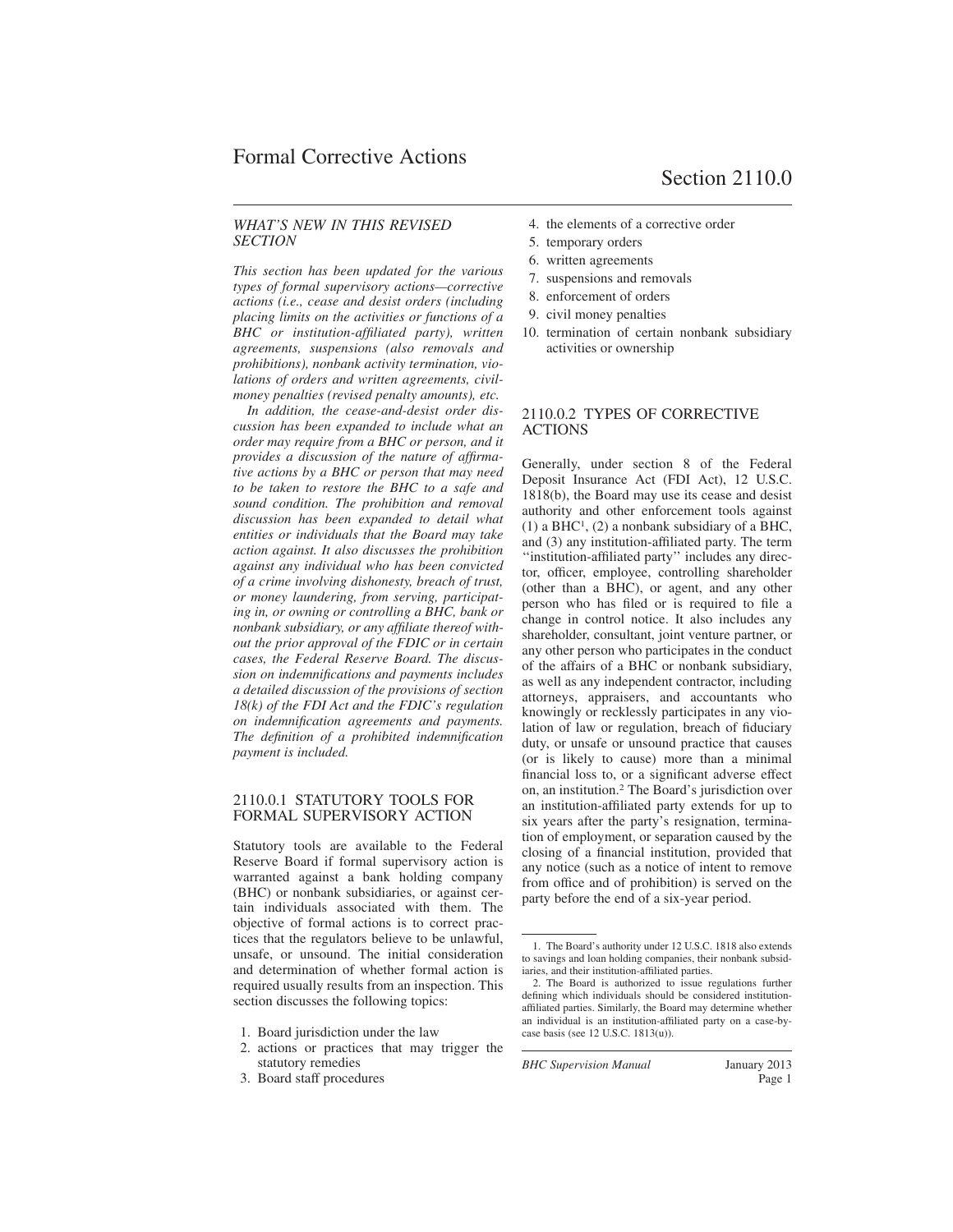# Formal Corrective Actions

# Section 2110.0

### *WHAT'S NEW IN THIS REVISED SECTION*

*This section has been updated for the various types of formal supervisory actions—corrective actions (i.e., cease and desist orders (including placing limits on the activities or functions of a BHC or institution-affiliated party), written agreements, suspensions (also removals and prohibitions), nonbank activity termination, violations of orders and written agreements, civil-money penalties (revised penalty amounts), etc.*

*In addition, the cease-and-desist order discussion has been expanded to include what an order may require from a BHC or person, and it provides a discussion of the nature of affirmative actions by a BHC or person that may need to be taken to restore the BHC to a safe and sound condition. The prohibition and removal discussion has been expanded to detail what entities or individuals that the Board may take action against. It also discusses the prohibition against any individual who has been convicted of a crime involving dishonesty, breach of trust, or money laundering, from serving, participating in, or owning or controlling a BHC, bank or nonbank subsidiary, or any affiliate thereof without the prior approval of the FDIC or in certain cases, the Federal Reserve Board. The discussion on indemnifications and payments includes a detailed discussion of the provisions of section 18(k) of the FDI Act and the FDIC's regulation on indemnification agreements and payments. The definition of a prohibited indemnification payment is included.*

## 2110.0.1 STATUTORY TOOLS FOR FORMAL SUPERVISORY ACTION

Statutory tools are available to the Federal Reserve Board if formal supervisory action is warranted against a bank holding company (BHC) or nonbank subsidiaries, or against certain individuals associated with them. The objective of formal actions is to correct practices that the regulators believe to be unlawful, unsafe, or unsound. The initial consideration and determination of whether formal action is required usually results from an inspection. This section discusses the following topics:

1. Board jurisdiction under the law
2. actions or practices that may trigger the statutory remedies
3. Board staff procedures
4. the elements of a corrective order
5. temporary orders
6. written agreements
7. suspensions and removals
8. enforcement of orders
9. civil money penalties
10. termination of certain nonbank subsidiary activities or ownership

## 2110.0.2 TYPES OF CORRECTIVE ACTIONS

Generally, under section 8 of the Federal Deposit Insurance Act (FDI Act), 12 U.S.C. 1818(b), the Board may use its cease and desist authority and other enforcement tools against (1) a BHC[1], (2) a nonbank subsidiary of a BHC, and (3) any institution-affiliated party. The term ''institution-affiliated party'' includes any director, officer, employee, controlling shareholder (other than a BHC), or agent, and any other person who has filed or is required to file a change in control notice. It also includes any shareholder, consultant, joint venture partner, or any other person who participates in the conduct of the affairs of a BHC or nonbank subsidiary, as well as any independent contractor, including attorneys, appraisers, and accountants who knowingly or recklessly participates in any violation of law or regulation, breach of fiduciary duty, or unsafe or unsound practice that causes (or is likely to cause) more than a minimal financial loss to, or a significant adverse effect on, an institution.[2] The Board's jurisdiction over an institution-affiliated party extends for up to six years after the party's resignation, termination of employment, or separation caused by the closing of a financial institution, provided that any notice (such as a notice of intent to remove from office and of prohibition) is served on the party before the end of a six-year period.

---

1. The Board's authority under 12 U.S.C. 1818 also extends to savings and loan holding companies, their nonbank subsidiaries, and their institution-affiliated parties.

2. The Board is authorized to issue regulations further defining which individuals should be considered institution-affiliated parties. Similarly, the Board may determine whether an individual is an institution-affiliated party on a case-by-case basis (see 12 U.S.C. 1813(u)).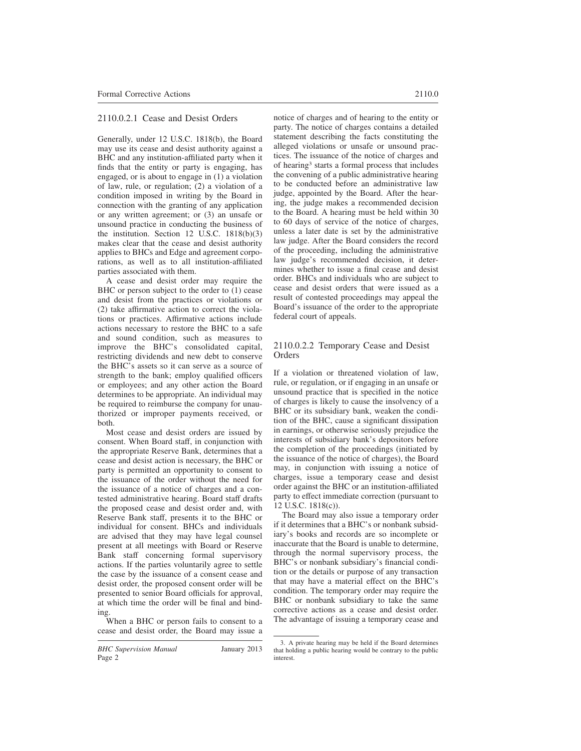### 2110.0.2.1 Cease and Desist Orders

Generally, under 12 U.S.C. 1818(b), the Board may use its cease and desist authority against a BHC and any institution-affiliated party when it finds that the entity or party is engaging, has engaged, or is about to engage in (1) a violation of law, rule, or regulation; (2) a violation of a condition imposed in writing by the Board in connection with the granting of any application or any written agreement; or (3) an unsafe or unsound practice in conducting the business of the institution. Section 12 U.S.C. 1818(b)(3) makes clear that the cease and desist authority applies to BHCs and Edge and agreement corporations, as well as to all institution-affiliated parties associated with them.

A cease and desist order may require the BHC or person subject to the order to (1) cease and desist from the practices or violations or (2) take affirmative action to correct the violations or practices. Affirmative actions include actions necessary to restore the BHC to a safe and sound condition, such as measures to improve the BHC's consolidated capital, restricting dividends and new debt to conserve the BHC's assets so it can serve as a source of strength to the bank; employ qualified officers or employees; and any other action the Board determines to be appropriate. An individual may be required to reimburse the company for unauthorized or improper payments received, or both.

Most cease and desist orders are issued by consent. When Board staff, in conjunction with the appropriate Reserve Bank, determines that a cease and desist action is necessary, the BHC or party is permitted an opportunity to consent to the issuance of the order without the need for the issuance of a notice of charges and a contested administrative hearing. Board staff drafts the proposed cease and desist order and, with Reserve Bank staff, presents it to the BHC or individual for consent. BHCs and individuals are advised that they may have legal counsel present at all meetings with Board or Reserve Bank staff concerning formal supervisory actions. If the parties voluntarily agree to settle the case by the issuance of a consent cease and desist order, the proposed consent order will be presented to senior Board officials for approval, at which time the order will be final and binding.

When a BHC or person fails to consent to a cease and desist order, the Board may issue a notice of charges and of hearing to the entity or party. The notice of charges contains a detailed statement describing the facts constituting the alleged violations or unsafe or unsound practices. The issuance of the notice of charges and of hearing[3] starts a formal process that includes the convening of a public administrative hearing to be conducted before an administrative law judge, appointed by the Board. After the hearing, the judge makes a recommended decision to the Board. A hearing must be held within 30 to 60 days of service of the notice of charges, unless a later date is set by the administrative law judge. After the Board considers the record of the proceeding, including the administrative law judge's recommended decision, it determines whether to issue a final cease and desist order. BHCs and individuals who are subject to cease and desist orders that were issued as a result of contested proceedings may appeal the Board's issuance of the order to the appropriate federal court of appeals.

### 2110.0.2.2 Temporary Cease and Desist Orders

If a violation or threatened violation of law, rule, or regulation, or if engaging in an unsafe or unsound practice that is specified in the notice of charges is likely to cause the insolvency of a BHC or its subsidiary bank, weaken the condition of the BHC, cause a significant dissipation in earnings, or otherwise seriously prejudice the interests of subsidiary bank's depositors before the completion of the proceedings (initiated by the issuance of the notice of charges), the Board may, in conjunction with issuing a notice of charges, issue a temporary cease and desist order against the BHC or an institution-affiliated party to effect immediate correction (pursuant to 12 U.S.C. 1818(c)).

The Board may also issue a temporary order if it determines that a BHC's or nonbank subsidiary's books and records are so incomplete or inaccurate that the Board is unable to determine, through the normal supervisory process, the BHC's or nonbank subsidiary's financial condition or the details or purpose of any transaction that may have a material effect on the BHC's condition. The temporary order may require the BHC or nonbank subsidiary to take the same corrective actions as a cease and desist order. The advantage of issuing a temporary cease and

3. A private hearing may be held if the Board determines that holding a public hearing would be contrary to the public interest.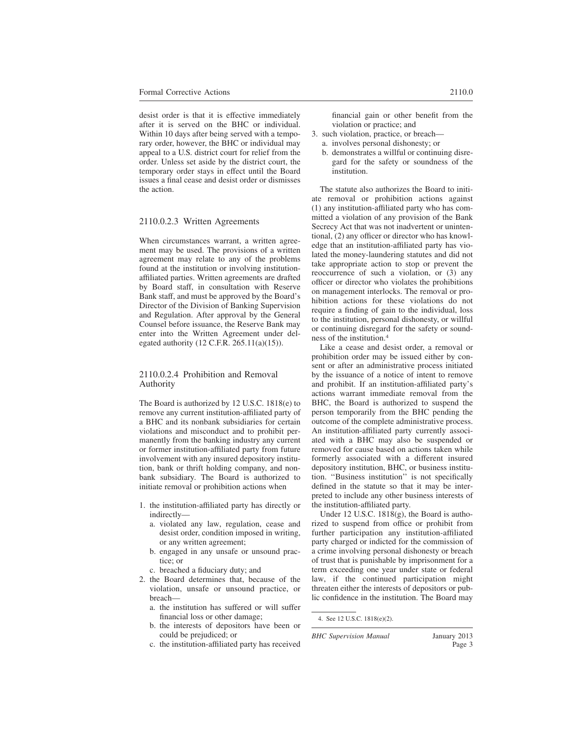desist order is that it is effective immediately after it is served on the BHC or individual. Within 10 days after being served with a temporary order, however, the BHC or individual may appeal to a U.S. district court for relief from the order. Unless set aside by the district court, the temporary order stays in effect until the Board issues a final cease and desist order or dismisses the action.

### 2110.0.2.3 Written Agreements

When circumstances warrant, a written agreement may be used. The provisions of a written agreement may relate to any of the problems found at the institution or involving institution-affiliated parties. Written agreements are drafted by Board staff, in consultation with Reserve Bank staff, and must be approved by the Board's Director of the Division of Banking Supervision and Regulation. After approval by the General Counsel before issuance, the Reserve Bank may enter into the Written Agreement under delegated authority (12 C.F.R. 265.11(a)(15)).

### 2110.0.2.4 Prohibition and Removal Authority

The Board is authorized by 12 U.S.C. 1818(e) to remove any current institution-affiliated party of a BHC and its nonbank subsidiaries for certain violations and misconduct and to prohibit permanently from the banking industry any current or former institution-affiliated party from future involvement with any insured depository institution, bank or thrift holding company, and nonbank subsidiary. The Board is authorized to initiate removal or prohibition actions when

1. the institution-affiliated party has directly or indirectly—
   a. violated any law, regulation, cease and desist order, condition imposed in writing, or any written agreement;
   b. engaged in any unsafe or unsound practice; or
   c. breached a fiduciary duty; and
2. the Board determines that, because of the violation, unsafe or unsound practice, or breach—
   a. the institution has suffered or will suffer financial loss or other damage;
   b. the interests of depositors have been or could be prejudiced; or
   c. the institution-affiliated party has received financial gain or other benefit from the violation or practice; and
3. such violation, practice, or breach—
   a. involves personal dishonesty; or
   b. demonstrates a willful or continuing disregard for the safety or soundness of the institution.

The statute also authorizes the Board to initiate removal or prohibition actions against (1) any institution-affiliated party who has committed a violation of any provision of the Bank Secrecy Act that was not inadvertent or unintentional, (2) any officer or director who has knowledge that an institution-affiliated party has violated the money-laundering statutes and did not take appropriate action to stop or prevent the reoccurrence of such a violation, or (3) any officer or director who violates the prohibitions on management interlocks. The removal or prohibition actions for these violations do not require a finding of gain to the individual, loss to the institution, personal dishonesty, or willful or continuing disregard for the safety or soundness of the institution.[4]

Like a cease and desist order, a removal or prohibition order may be issued either by consent or after an administrative process initiated by the issuance of a notice of intent to remove and prohibit. If an institution-affiliated party's actions warrant immediate removal from the BHC, the Board is authorized to suspend the person temporarily from the BHC pending the outcome of the complete administrative process. An institution-affiliated party currently associated with a BHC may also be suspended or removed for cause based on actions taken while formerly associated with a different insured depository institution, BHC, or business institution. "Business institution" is not specifically defined in the statute so that it may be interpreted to include any other business interests of the institution-affiliated party.

Under 12 U.S.C. 1818(g), the Board is authorized to suspend from office or prohibit from further participation any institution-affiliated party charged or indicted for the commission of a crime involving personal dishonesty or breach of trust that is punishable by imprisonment for a term exceeding one year under state or federal law, if the continued participation might threaten either the interests of depositors or public confidence in the institution. The Board may

4. See 12 U.S.C. 1818(e)(2).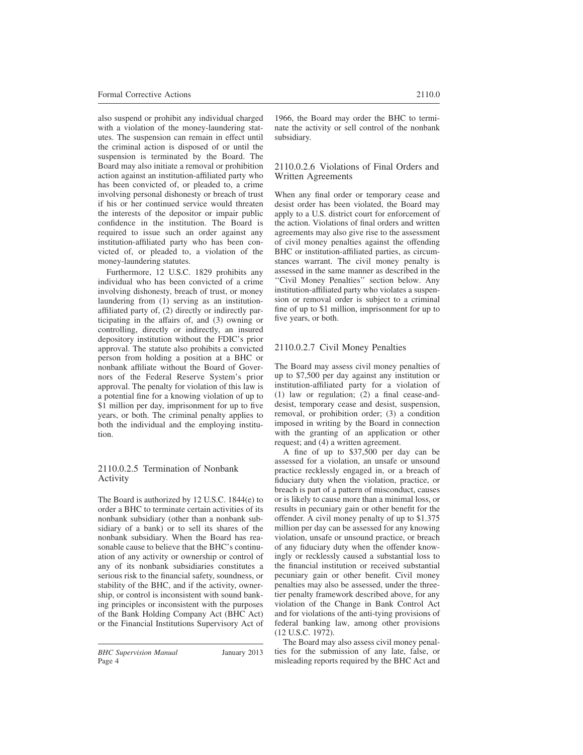also suspend or prohibit any individual charged with a violation of the money-laundering statutes. The suspension can remain in effect until the criminal action is disposed of or until the suspension is terminated by the Board. The Board may also initiate a removal or prohibition action against an institution-affiliated party who has been convicted of, or pleaded to, a crime involving personal dishonesty or breach of trust if his or her continued service would threaten the interests of the depositor or impair public confidence in the institution. The Board is required to issue such an order against any institution-affiliated party who has been convicted of, or pleaded to, a violation of the money-laundering statutes.

Furthermore, 12 U.S.C. 1829 prohibits any individual who has been convicted of a crime involving dishonesty, breach of trust, or money laundering from (1) serving as an institution-affiliated party of, (2) directly or indirectly participating in the affairs of, and (3) owning or controlling, directly or indirectly, an insured depository institution without the FDIC's prior approval. The statute also prohibits a convicted person from holding a position at a BHC or nonbank affiliate without the Board of Governors of the Federal Reserve System's prior approval. The penalty for violation of this law is a potential fine for a knowing violation of up to $1 million per day, imprisonment for up to five years, or both. The criminal penalty applies to both the individual and the employing institution.

### 2110.0.2.5 Termination of Nonbank Activity

The Board is authorized by 12 U.S.C. 1844(e) to order a BHC to terminate certain activities of its nonbank subsidiary (other than a nonbank subsidiary of a bank) or to sell its shares of the nonbank subsidiary. When the Board has reasonable cause to believe that the BHC's continuation of any activity or ownership or control of any of its nonbank subsidiaries constitutes a serious risk to the financial safety, soundness, or stability of the BHC, and if the activity, ownership, or control is inconsistent with sound banking principles or inconsistent with the purposes of the Bank Holding Company Act (BHC Act) or the Financial Institutions Supervisory Act of 1966, the Board may order the BHC to terminate the activity or sell control of the nonbank subsidiary.

### 2110.0.2.6 Violations of Final Orders and Written Agreements

When any final order or temporary cease and desist order has been violated, the Board may apply to a U.S. district court for enforcement of the action. Violations of final orders and written agreements may also give rise to the assessment of civil money penalties against the offending BHC or institution-affiliated parties, as circumstances warrant. The civil money penalty is assessed in the same manner as described in the "Civil Money Penalties" section below. Any institution-affiliated party who violates a suspension or removal order is subject to a criminal fine of up to $1 million, imprisonment for up to five years, or both.

### 2110.0.2.7 Civil Money Penalties

The Board may assess civil money penalties of up to $7,500 per day against any institution or institution-affiliated party for a violation of (1) law or regulation; (2) a final cease-and-desist, temporary cease and desist, suspension, removal, or prohibition order; (3) a condition imposed in writing by the Board in connection with the granting of an application or other request; and (4) a written agreement.

A fine of up to $37,500 per day can be assessed for a violation, an unsafe or unsound practice recklessly engaged in, or a breach of fiduciary duty when the violation, practice, or breach is part of a pattern of misconduct, causes or is likely to cause more than a minimal loss, or results in pecuniary gain or other benefit for the offender. A civil money penalty of up to $1.375 million per day can be assessed for any knowing violation, unsafe or unsound practice, or breach of any fiduciary duty when the offender knowingly or recklessly caused a substantial loss to the financial institution or received substantial pecuniary gain or other benefit. Civil money penalties may also be assessed, under the three-tier penalty framework described above, for any violation of the Change in Bank Control Act and for violations of the anti-tying provisions of federal banking law, among other provisions (12 U.S.C. 1972).

The Board may also assess civil money penalties for the submission of any late, false, or misleading reports required by the BHC Act and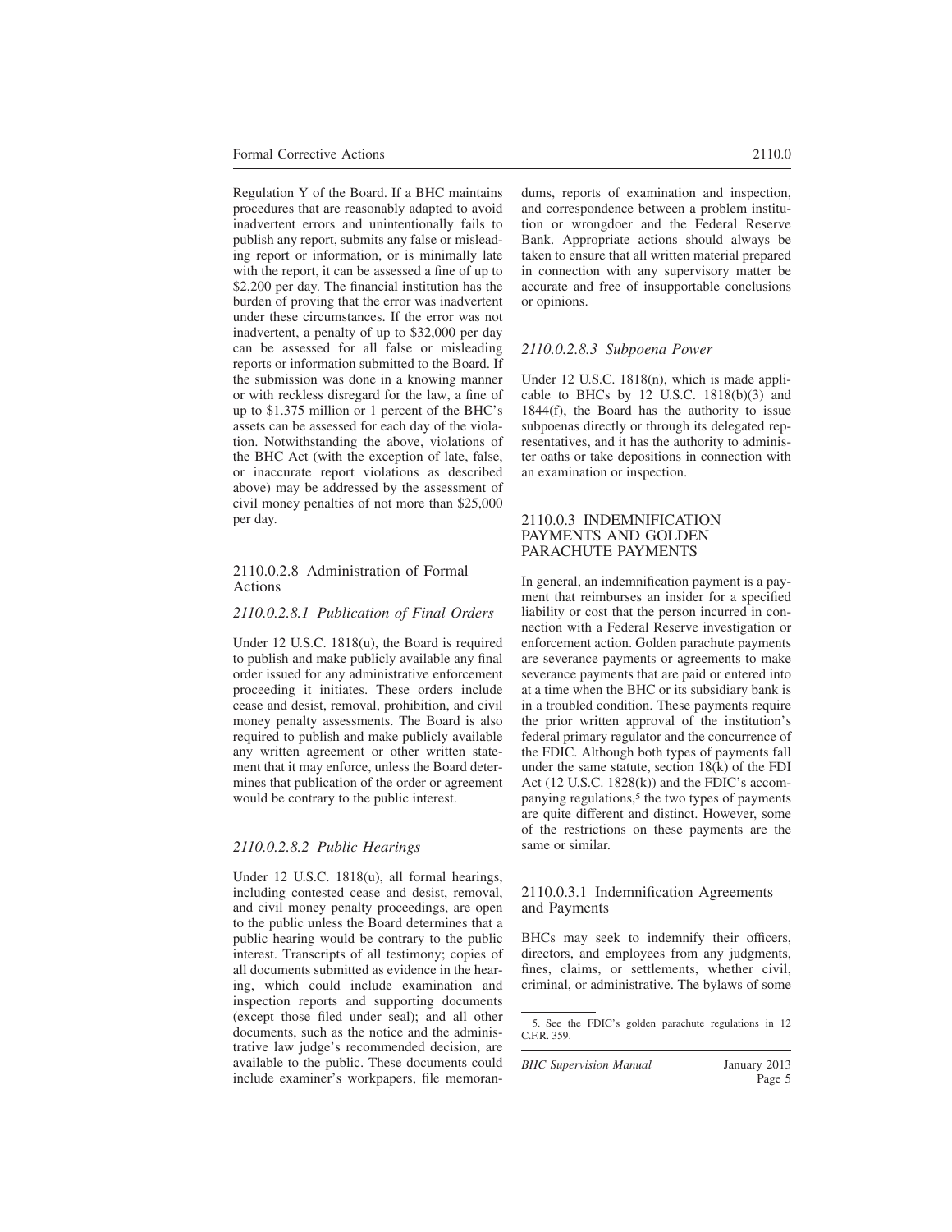Regulation Y of the Board. If a BHC maintains procedures that are reasonably adapted to avoid inadvertent errors and unintentionally fails to publish any report, submits any false or misleading report or information, or is minimally late with the report, it can be assessed a fine of up to $2,200 per day. The financial institution has the burden of proving that the error was inadvertent under these circumstances. If the error was not inadvertent, a penalty of up to $32,000 per day can be assessed for all false or misleading reports or information submitted to the Board. If the submission was done in a knowing manner or with reckless disregard for the law, a fine of up to $1.375 million or 1 percent of the BHC's assets can be assessed for each day of the violation. Notwithstanding the above, violations of the BHC Act (with the exception of late, false, or inaccurate report violations as described above) may be addressed by the assessment of civil money penalties of not more than $25,000 per day.

### 2110.0.2.8 Administration of Formal Actions

#### *2110.0.2.8.1 Publication of Final Orders*

Under 12 U.S.C. 1818(u), the Board is required to publish and make publicly available any final order issued for any administrative enforcement proceeding it initiates. These orders include cease and desist, removal, prohibition, and civil money penalty assessments. The Board is also required to publish and make publicly available any written agreement or other written statement that it may enforce, unless the Board determines that publication of the order or agreement would be contrary to the public interest.

#### *2110.0.2.8.2 Public Hearings*

Under 12 U.S.C. 1818(u), all formal hearings, including contested cease and desist, removal, and civil money penalty proceedings, are open to the public unless the Board determines that a public hearing would be contrary to the public interest. Transcripts of all testimony; copies of all documents submitted as evidence in the hearing, which could include examination and inspection reports and supporting documents (except those filed under seal); and all other documents, such as the notice and the administrative law judge's recommended decision, are available to the public. These documents could include examiner's workpapers, file memorandums, reports of examination and inspection, and correspondence between a problem institution or wrongdoer and the Federal Reserve Bank. Appropriate actions should always be taken to ensure that all written material prepared in connection with any supervisory matter be accurate and free of insupportable conclusions or opinions.

#### *2110.0.2.8.3 Subpoena Power*

Under 12 U.S.C. 1818(n), which is made applicable to BHCs by 12 U.S.C. 1818(b)(3) and 1844(f), the Board has the authority to issue subpoenas directly or through its delegated representatives, and it has the authority to administer oaths or take depositions in connection with an examination or inspection.

## 2110.0.3 INDEMNIFICATION PAYMENTS AND GOLDEN PARACHUTE PAYMENTS

In general, an indemnification payment is a payment that reimburses an insider for a specified liability or cost that the person incurred in connection with a Federal Reserve investigation or enforcement action. Golden parachute payments are severance payments or agreements to make severance payments that are paid or entered into at a time when the BHC or its subsidiary bank is in a troubled condition. These payments require the prior written approval of the institution's federal primary regulator and the concurrence of the FDIC. Although both types of payments fall under the same statute, section 18(k) of the FDI Act (12 U.S.C. 1828(k)) and the FDIC's accompanying regulations,[5] the two types of payments are quite different and distinct. However, some of the restrictions on these payments are the same or similar.

### 2110.0.3.1 Indemnification Agreements and Payments

BHCs may seek to indemnify their officers, directors, and employees from any judgments, fines, claims, or settlements, whether civil, criminal, or administrative. The bylaws of some

5. See the FDIC's golden parachute regulations in 12 C.F.R. 359.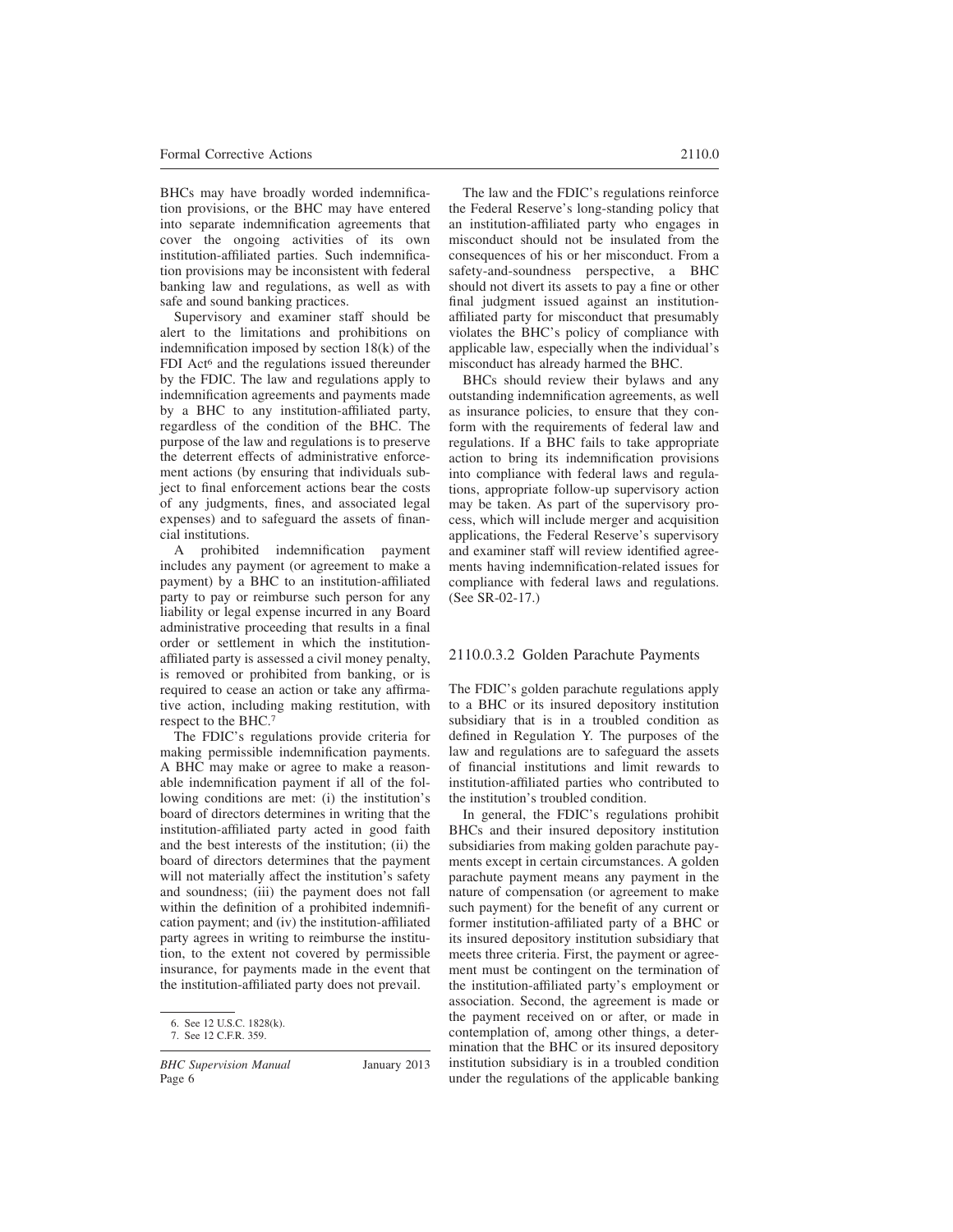BHCs may have broadly worded indemnification provisions, or the BHC may have entered into separate indemnification agreements that cover the ongoing activities of its own institution-affiliated parties. Such indemnification provisions may be inconsistent with federal banking law and regulations, as well as with safe and sound banking practices.

Supervisory and examiner staff should be alert to the limitations and prohibitions on indemnification imposed by section 18(k) of the FDI Act[6] and the regulations issued thereunder by the FDIC. The law and regulations apply to indemnification agreements and payments made by a BHC to any institution-affiliated party, regardless of the condition of the BHC. The purpose of the law and regulations is to preserve the deterrent effects of administrative enforcement actions (by ensuring that individuals subject to final enforcement actions bear the costs of any judgments, fines, and associated legal expenses) and to safeguard the assets of financial institutions.

A prohibited indemnification payment includes any payment (or agreement to make a payment) by a BHC to an institution-affiliated party to pay or reimburse such person for any liability or legal expense incurred in any Board administrative proceeding that results in a final order or settlement in which the institution-affiliated party is assessed a civil money penalty, is removed or prohibited from banking, or is required to cease an action or take any affirmative action, including making restitution, with respect to the BHC.[7]

The FDIC's regulations provide criteria for making permissible indemnification payments. A BHC may make or agree to make a reasonable indemnification payment if all of the following conditions are met: (i) the institution's board of directors determines in writing that the institution-affiliated party acted in good faith and the best interests of the institution; (ii) the board of directors determines that the payment will not materially affect the institution's safety and soundness; (iii) the payment does not fall within the definition of a prohibited indemnification payment; and (iv) the institution-affiliated party agrees in writing to reimburse the institution, to the extent not covered by permissible insurance, for payments made in the event that the institution-affiliated party does not prevail.

6. See 12 U.S.C. 1828(k).

7. See 12 C.F.R. 359.

The law and the FDIC's regulations reinforce the Federal Reserve's long-standing policy that an institution-affiliated party who engages in misconduct should not be insulated from the consequences of his or her misconduct. From a safety-and-soundness perspective, a BHC should not divert its assets to pay a fine or other final judgment issued against an institution-affiliated party for misconduct that presumably violates the BHC's policy of compliance with applicable law, especially when the individual's misconduct has already harmed the BHC.

BHCs should review their bylaws and any outstanding indemnification agreements, as well as insurance policies, to ensure that they conform with the requirements of federal law and regulations. If a BHC fails to take appropriate action to bring its indemnification provisions into compliance with federal laws and regulations, appropriate follow-up supervisory action may be taken. As part of the supervisory process, which will include merger and acquisition applications, the Federal Reserve's supervisory and examiner staff will review identified agreements having indemnification-related issues for compliance with federal laws and regulations. (See SR-02-17.)

### 2110.0.3.2 Golden Parachute Payments

The FDIC's golden parachute regulations apply to a BHC or its insured depository institution subsidiary that is in a troubled condition as defined in Regulation Y. The purposes of the law and regulations are to safeguard the assets of financial institutions and limit rewards to institution-affiliated parties who contributed to the institution's troubled condition.

In general, the FDIC's regulations prohibit BHCs and their insured depository institution subsidiaries from making golden parachute payments except in certain circumstances. A golden parachute payment means any payment in the nature of compensation (or agreement to make such payment) for the benefit of any current or former institution-affiliated party of a BHC or its insured depository institution subsidiary that meets three criteria. First, the payment or agreement must be contingent on the termination of the institution-affiliated party's employment or association. Second, the agreement is made or the payment received on or after, or made in contemplation of, among other things, a determination that the BHC or its insured depository institution subsidiary is in a troubled condition under the regulations of the applicable banking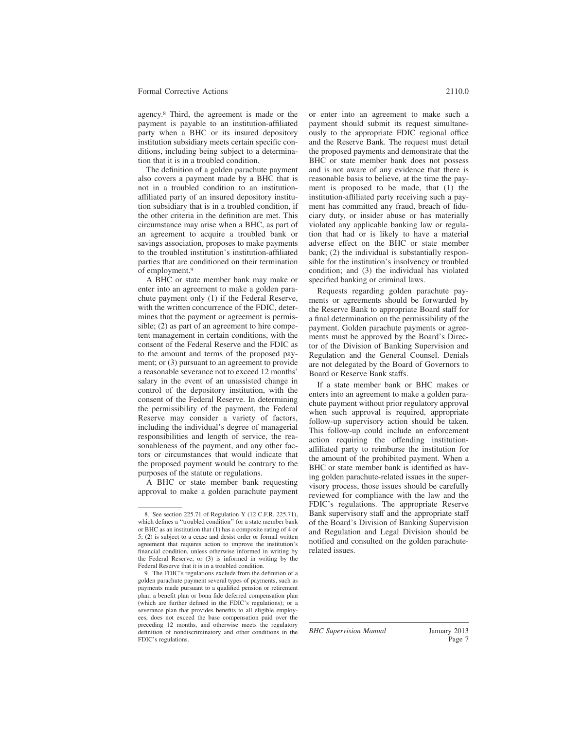agency.[8] Third, the agreement is made or the payment is payable to an institution-affiliated party when a BHC or its insured depository institution subsidiary meets certain specific conditions, including being subject to a determination that it is in a troubled condition.

The definition of a golden parachute payment also covers a payment made by a BHC that is not in a troubled condition to an institution-affiliated party of an insured depository institution subsidiary that is in a troubled condition, if the other criteria in the definition are met. This circumstance may arise when a BHC, as part of an agreement to acquire a troubled bank or savings association, proposes to make payments to the troubled institution's institution-affiliated parties that are conditioned on their termination of employment.[9]

A BHC or state member bank may make or enter into an agreement to make a golden parachute payment only (1) if the Federal Reserve, with the written concurrence of the FDIC, determines that the payment or agreement is permissible; (2) as part of an agreement to hire competent management in certain conditions, with the consent of the Federal Reserve and the FDIC as to the amount and terms of the proposed payment; or (3) pursuant to an agreement to provide a reasonable severance not to exceed 12 months' salary in the event of an unassisted change in control of the depository institution, with the consent of the Federal Reserve. In determining the permissibility of the payment, the Federal Reserve may consider a variety of factors, including the individual's degree of managerial responsibilities and length of service, the reasonableness of the payment, and any other factors or circumstances that would indicate that the proposed payment would be contrary to the purposes of the statute or regulations.

A BHC or state member bank requesting approval to make a golden parachute payment or enter into an agreement to make such a payment should submit its request simultaneously to the appropriate FDIC regional office and the Reserve Bank. The request must detail the proposed payments and demonstrate that the BHC or state member bank does not possess and is not aware of any evidence that there is reasonable basis to believe, at the time the payment is proposed to be made, that (1) the institution-affiliated party receiving such a payment has committed any fraud, breach of fiduciary duty, or insider abuse or has materially violated any applicable banking law or regulation that had or is likely to have a material adverse effect on the BHC or state member bank; (2) the individual is substantially responsible for the institution's insolvency or troubled condition; and (3) the individual has violated specified banking or criminal laws.

Requests regarding golden parachute payments or agreements should be forwarded by the Reserve Bank to appropriate Board staff for a final determination on the permissibility of the payment. Golden parachute payments or agreements must be approved by the Board's Director of the Division of Banking Supervision and Regulation and the General Counsel. Denials are not delegated by the Board of Governors to Board or Reserve Bank staffs.

If a state member bank or BHC makes or enters into an agreement to make a golden parachute payment without prior regulatory approval when such approval is required, appropriate follow-up supervisory action should be taken. This follow-up could include an enforcement action requiring the offending institution-affiliated party to reimburse the institution for the amount of the prohibited payment. When a BHC or state member bank is identified as having golden parachute-related issues in the supervisory process, those issues should be carefully reviewed for compliance with the law and the FDIC's regulations. The appropriate Reserve Bank supervisory staff and the appropriate staff of the Board's Division of Banking Supervision and Regulation and Legal Division should be notified and consulted on the golden parachute-related issues.

---

8. See section 225.71 of Regulation Y (12 C.F.R. 225.71), which defines a "troubled condition" for a state member bank or BHC as an institution that (1) has a composite rating of 4 or 5; (2) is subject to a cease and desist order or formal written agreement that requires action to improve the institution's financial condition, unless otherwise informed in writing by the Federal Reserve; or (3) is informed in writing by the Federal Reserve that it is in a troubled condition.

9. The FDIC's regulations exclude from the definition of a golden parachute payment several types of payments, such as payments made pursuant to a qualified pension or retirement plan; a benefit plan or bona fide deferred compensation plan (which are further defined in the FDIC's regulations); or a severance plan that provides benefits to all eligible employees, does not exceed the base compensation paid over the preceding 12 months, and otherwise meets the regulatory definition of nondiscriminatory and other conditions in the FDIC's regulations.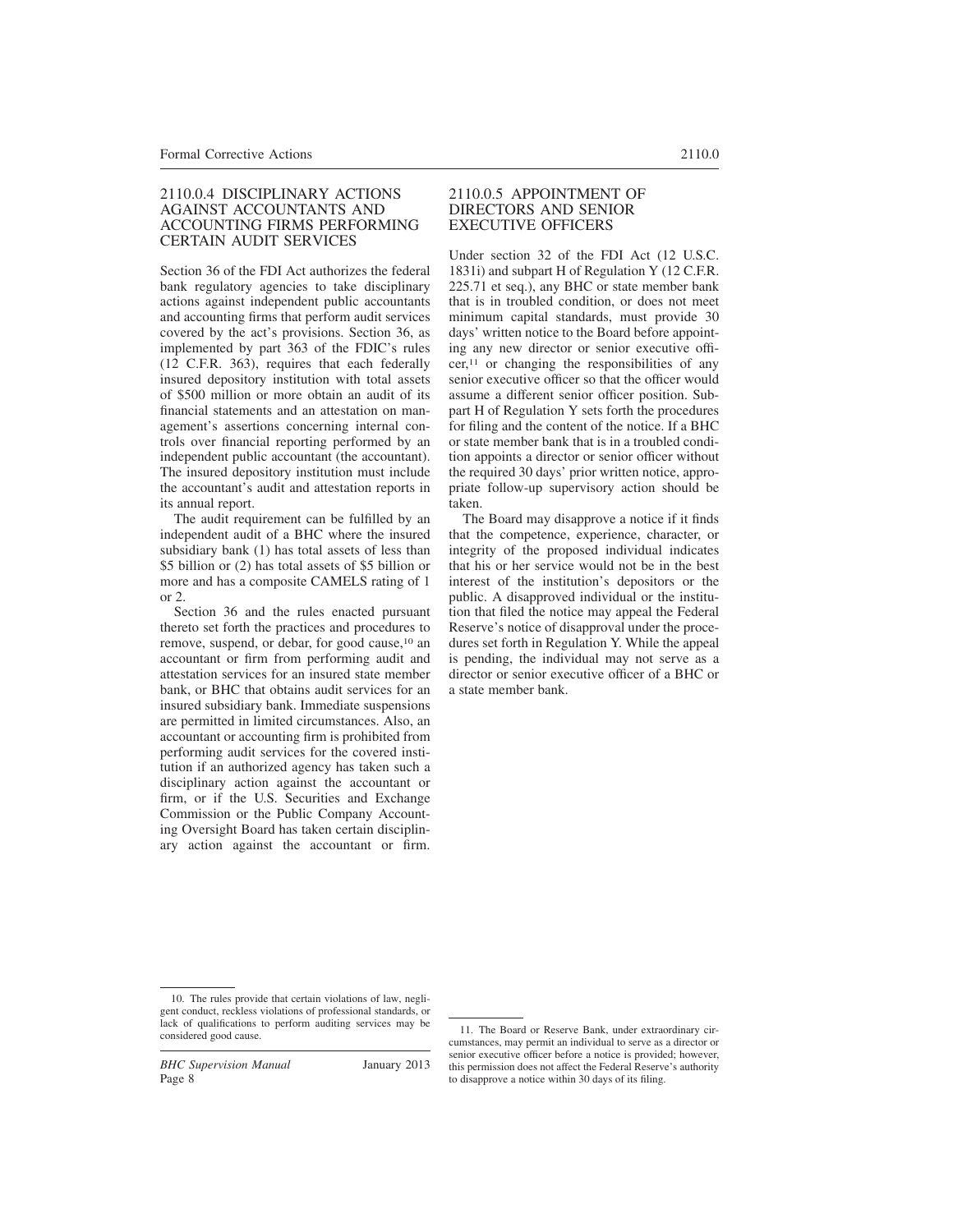### 2110.0.4 DISCIPLINARY ACTIONS AGAINST ACCOUNTANTS AND ACCOUNTING FIRMS PERFORMING CERTAIN AUDIT SERVICES

Section 36 of the FDI Act authorizes the federal bank regulatory agencies to take disciplinary actions against independent public accountants and accounting firms that perform audit services covered by the act's provisions. Section 36, as implemented by part 363 of the FDIC's rules (12 C.F.R. 363), requires that each federally insured depository institution with total assets of $500 million or more obtain an audit of its financial statements and an attestation on management's assertions concerning internal controls over financial reporting performed by an independent public accountant (the accountant). The insured depository institution must include the accountant's audit and attestation reports in its annual report.

The audit requirement can be fulfilled by an independent audit of a BHC where the insured subsidiary bank (1) has total assets of less than $5 billion or (2) has total assets of $5 billion or more and has a composite CAMELS rating of 1 or 2.

Section 36 and the rules enacted pursuant thereto set forth the practices and procedures to remove, suspend, or debar, for good cause,[10] an accountant or firm from performing audit and attestation services for an insured state member bank, or BHC that obtains audit services for an insured subsidiary bank. Immediate suspensions are permitted in limited circumstances. Also, an accountant or accounting firm is prohibited from performing audit services for the covered institution if an authorized agency has taken such a disciplinary action against the accountant or firm, or if the U.S. Securities and Exchange Commission or the Public Company Accounting Oversight Board has taken certain disciplinary action against the accountant or firm.

### 2110.0.5 APPOINTMENT OF DIRECTORS AND SENIOR EXECUTIVE OFFICERS

Under section 32 of the FDI Act (12 U.S.C. 1831i) and subpart H of Regulation Y (12 C.F.R. 225.71 et seq.), any BHC or state member bank that is in troubled condition, or does not meet minimum capital standards, must provide 30 days' written notice to the Board before appointing any new director or senior executive officer,[11] or changing the responsibilities of any senior executive officer so that the officer would assume a different senior officer position. Subpart H of Regulation Y sets forth the procedures for filing and the content of the notice. If a BHC or state member bank that is in a troubled condition appoints a director or senior officer without the required 30 days' prior written notice, appropriate follow-up supervisory action should be taken.

The Board may disapprove a notice if it finds that the competence, experience, character, or integrity of the proposed individual indicates that his or her service would not be in the best interest of the institution's depositors or the public. A disapproved individual or the institution that filed the notice may appeal the Federal Reserve's notice of disapproval under the procedures set forth in Regulation Y. While the appeal is pending, the individual may not serve as a director or senior executive officer of a BHC or a state member bank.

---

10. The rules provide that certain violations of law, negligent conduct, reckless violations of professional standards, or lack of qualifications to perform auditing services may be considered good cause.

11. The Board or Reserve Bank, under extraordinary circumstances, may permit an individual to serve as a director or senior executive officer before a notice is provided; however, this permission does not affect the Federal Reserve's authority to disapprove a notice within 30 days of its filing.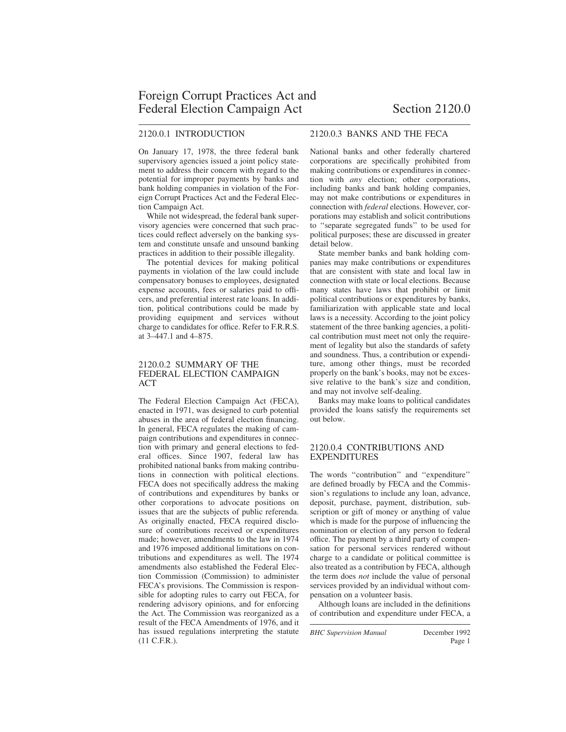# Foreign Corrupt Practices Act and Federal Election Campaign Act — Section 2120.0

## 2120.0.1 INTRODUCTION

On January 17, 1978, the three federal bank supervisory agencies issued a joint policy statement to address their concern with regard to the potential for improper payments by banks and bank holding companies in violation of the Foreign Corrupt Practices Act and the Federal Election Campaign Act.

While not widespread, the federal bank supervisory agencies were concerned that such practices could reflect adversely on the banking system and constitute unsafe and unsound banking practices in addition to their possible illegality.

The potential devices for making political payments in violation of the law could include compensatory bonuses to employees, designated expense accounts, fees or salaries paid to officers, and preferential interest rate loans. In addition, political contributions could be made by providing equipment and services without charge to candidates for office. Refer to F.R.R.S. at 3–447.1 and 4–875.

## 2120.0.2 SUMMARY OF THE FEDERAL ELECTION CAMPAIGN ACT

The Federal Election Campaign Act (FECA), enacted in 1971, was designed to curb potential abuses in the area of federal election financing. In general, FECA regulates the making of campaign contributions and expenditures in connection with primary and general elections to federal offices. Since 1907, federal law has prohibited national banks from making contributions in connection with political elections. FECA does not specifically address the making of contributions and expenditures by banks or other corporations to advocate positions on issues that are the subjects of public referenda. As originally enacted, FECA required disclosure of contributions received or expenditures made; however, amendments to the law in 1974 and 1976 imposed additional limitations on contributions and expenditures as well. The 1974 amendments also established the Federal Election Commission (Commission) to administer FECA's provisions. The Commission is responsible for adopting rules to carry out FECA, for rendering advisory opinions, and for enforcing the Act. The Commission was reorganized as a result of the FECA Amendments of 1976, and it has issued regulations interpreting the statute (11 C.F.R.).

## 2120.0.3 BANKS AND THE FECA

National banks and other federally chartered corporations are specifically prohibited from making contributions or expenditures in connection with *any* election; other corporations, including banks and bank holding companies, may not make contributions or expenditures in connection with *federal* elections. However, corporations may establish and solicit contributions to "separate segregated funds" to be used for political purposes; these are discussed in greater detail below.

State member banks and bank holding companies may make contributions or expenditures that are consistent with state and local law in connection with state or local elections. Because many states have laws that prohibit or limit political contributions or expenditures by banks, familiarization with applicable state and local laws is a necessity. According to the joint policy statement of the three banking agencies, a political contribution must meet not only the requirement of legality but also the standards of safety and soundness. Thus, a contribution or expenditure, among other things, must be recorded properly on the bank's books, may not be excessive relative to the bank's size and condition, and may not involve self-dealing.

Banks may make loans to political candidates provided the loans satisfy the requirements set out below.

## 2120.0.4 CONTRIBUTIONS AND EXPENDITURES

The words "contribution" and "expenditure" are defined broadly by FECA and the Commission's regulations to include any loan, advance, deposit, purchase, payment, distribution, subscription or gift of money or anything of value which is made for the purpose of influencing the nomination or election of any person to federal office. The payment by a third party of compensation for personal services rendered without charge to a candidate or political committee is also treated as a contribution by FECA, although the term does *not* include the value of personal services provided by an individual without compensation on a volunteer basis.

Although loans are included in the definitions of contribution and expenditure under FECA, a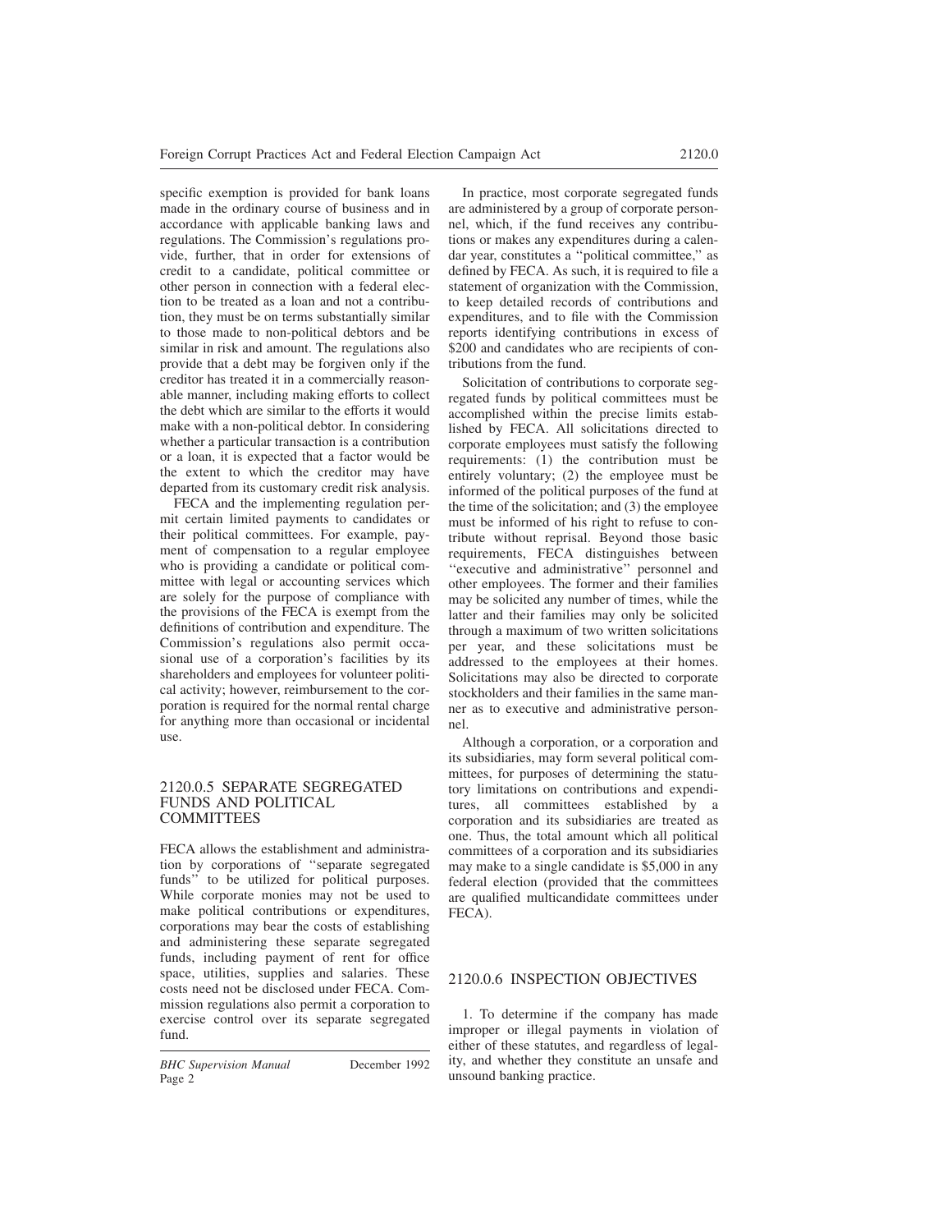specific exemption is provided for bank loans made in the ordinary course of business and in accordance with applicable banking laws and regulations. The Commission's regulations provide, further, that in order for extensions of credit to a candidate, political committee or other person in connection with a federal election to be treated as a loan and not a contribution, they must be on terms substantially similar to those made to non-political debtors and be similar in risk and amount. The regulations also provide that a debt may be forgiven only if the creditor has treated it in a commercially reasonable manner, including making efforts to collect the debt which are similar to the efforts it would make with a non-political debtor. In considering whether a particular transaction is a contribution or a loan, it is expected that a factor would be the extent to which the creditor may have departed from its customary credit risk analysis.

FECA and the implementing regulation permit certain limited payments to candidates or their political committees. For example, payment of compensation to a regular employee who is providing a candidate or political committee with legal or accounting services which are solely for the purpose of compliance with the provisions of the FECA is exempt from the definitions of contribution and expenditure. The Commission's regulations also permit occasional use of a corporation's facilities by its shareholders and employees for volunteer political activity; however, reimbursement to the corporation is required for the normal rental charge for anything more than occasional or incidental use.

## 2120.0.5 SEPARATE SEGREGATED FUNDS AND POLITICAL COMMITTEES

FECA allows the establishment and administration by corporations of ''separate segregated funds'' to be utilized for political purposes. While corporate monies may not be used to make political contributions or expenditures, corporations may bear the costs of establishing and administering these separate segregated funds, including payment of rent for office space, utilities, supplies and salaries. These costs need not be disclosed under FECA. Commission regulations also permit a corporation to exercise control over its separate segregated fund.

In practice, most corporate segregated funds are administered by a group of corporate personnel, which, if the fund receives any contributions or makes any expenditures during a calendar year, constitutes a ''political committee,'' as defined by FECA. As such, it is required to file a statement of organization with the Commission, to keep detailed records of contributions and expenditures, and to file with the Commission reports identifying contributions in excess of $200 and candidates who are recipients of contributions from the fund.

Solicitation of contributions to corporate segregated funds by political committees must be accomplished within the precise limits established by FECA. All solicitations directed to corporate employees must satisfy the following requirements: (1) the contribution must be entirely voluntary; (2) the employee must be informed of the political purposes of the fund at the time of the solicitation; and (3) the employee must be informed of his right to refuse to contribute without reprisal. Beyond those basic requirements, FECA distinguishes between ''executive and administrative'' personnel and other employees. The former and their families may be solicited any number of times, while the latter and their families may only be solicited through a maximum of two written solicitations per year, and these solicitations must be addressed to the employees at their homes. Solicitations may also be directed to corporate stockholders and their families in the same manner as to executive and administrative personnel.

Although a corporation, or a corporation and its subsidiaries, may form several political committees, for purposes of determining the statutory limitations on contributions and expenditures, all committees established by a corporation and its subsidiaries are treated as one. Thus, the total amount which all political committees of a corporation and its subsidiaries may make to a single candidate is $5,000 in any federal election (provided that the committees are qualified multicandidate committees under FECA).

## 2120.0.6 INSPECTION OBJECTIVES

1. To determine if the company has made improper or illegal payments in violation of either of these statutes, and regardless of legality, and whether they constitute an unsafe and unsound banking practice.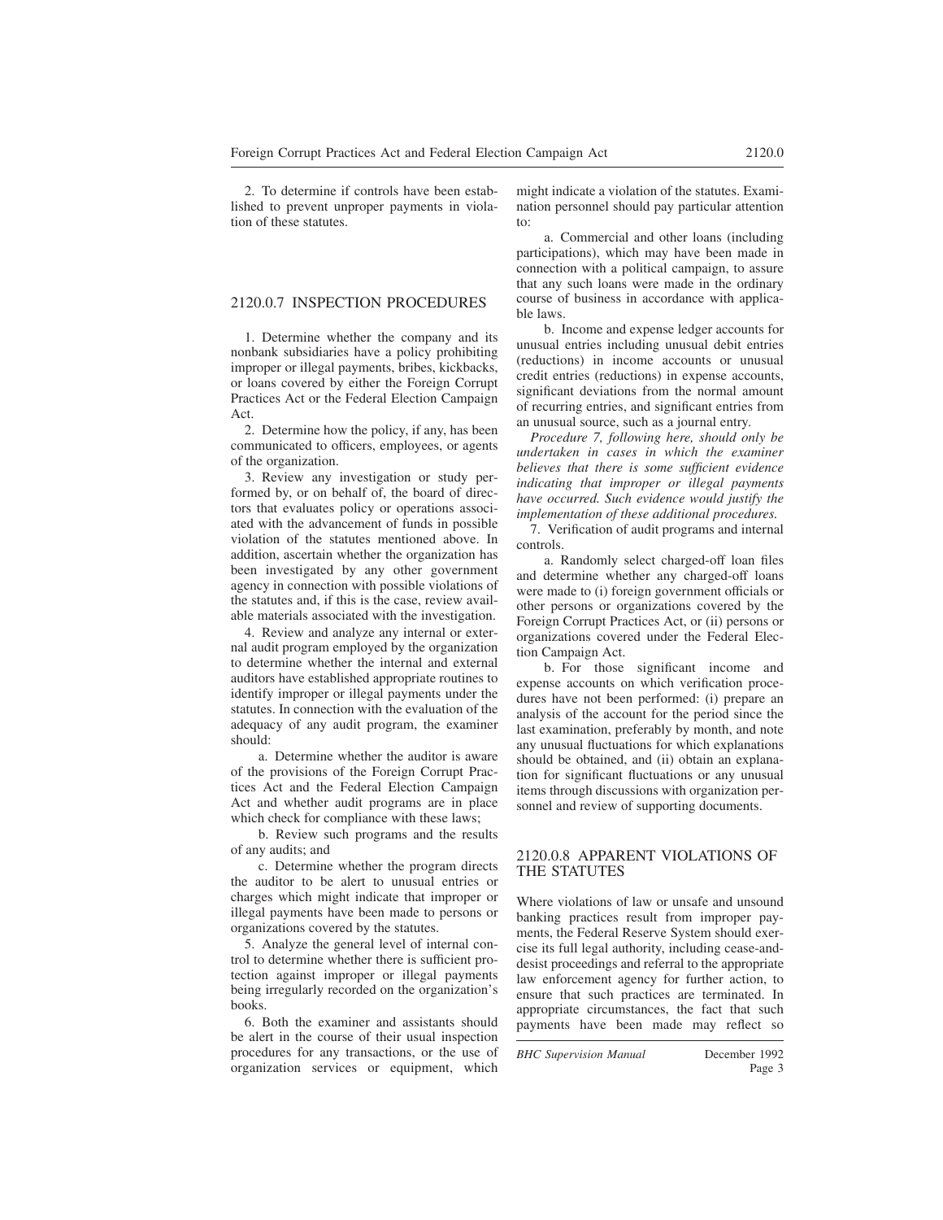2. To determine if controls have been established to prevent unproper payments in violation of these statutes.

## 2120.0.7 INSPECTION PROCEDURES

1. Determine whether the company and its nonbank subsidiaries have a policy prohibiting improper or illegal payments, bribes, kickbacks, or loans covered by either the Foreign Corrupt Practices Act or the Federal Election Campaign Act.

2. Determine how the policy, if any, has been communicated to officers, employees, or agents of the organization.

3. Review any investigation or study performed by, or on behalf of, the board of directors that evaluates policy or operations associated with the advancement of funds in possible violation of the statutes mentioned above. In addition, ascertain whether the organization has been investigated by any other government agency in connection with possible violations of the statutes and, if this is the case, review available materials associated with the investigation.

4. Review and analyze any internal or external audit program employed by the organization to determine whether the internal and external auditors have established appropriate routines to identify improper or illegal payments under the statutes. In connection with the evaluation of the adequacy of any audit program, the examiner should:

   a. Determine whether the auditor is aware of the provisions of the Foreign Corrupt Practices Act and the Federal Election Campaign Act and whether audit programs are in place which check for compliance with these laws;

   b. Review such programs and the results of any audits; and

   c. Determine whether the program directs the auditor to be alert to unusual entries or charges which might indicate that improper or illegal payments have been made to persons or organizations covered by the statutes.

5. Analyze the general level of internal control to determine whether there is sufficient protection against improper or illegal payments being irregularly recorded on the organization's books.

6. Both the examiner and assistants should be alert in the course of their usual inspection procedures for any transactions, or the use of organization services or equipment, which might indicate a violation of the statutes. Examination personnel should pay particular attention to:

   a. Commercial and other loans (including participations), which may have been made in connection with a political campaign, to assure that any such loans were made in the ordinary course of business in accordance with applicable laws.

   b. Income and expense ledger accounts for unusual entries including unusual debit entries (reductions) in income accounts or unusual credit entries (reductions) in expense accounts, significant deviations from the normal amount of recurring entries, and significant entries from an unusual source, such as a journal entry.

*Procedure 7, following here, should only be undertaken in cases in which the examiner believes that there is some sufficient evidence indicating that improper or illegal payments have occurred. Such evidence would justify the implementation of these additional procedures.*

7. Verification of audit programs and internal controls.

   a. Randomly select charged-off loan files and determine whether any charged-off loans were made to (i) foreign government officials or other persons or organizations covered by the Foreign Corrupt Practices Act, or (ii) persons or organizations covered under the Federal Election Campaign Act.

   b. For those significant income and expense accounts on which verification procedures have not been performed: (i) prepare an analysis of the account for the period since the last examination, preferably by month, and note any unusual fluctuations for which explanations should be obtained, and (ii) obtain an explanation for significant fluctuations or any unusual items through discussions with organization personnel and review of supporting documents.

## 2120.0.8 APPARENT VIOLATIONS OF THE STATUTES

Where violations of law or unsafe and unsound banking practices result from improper payments, the Federal Reserve System should exercise its full legal authority, including cease-and-desist proceedings and referral to the appropriate law enforcement agency for further action, to ensure that such practices are terminated. In appropriate circumstances, the fact that such payments have been made may reflect so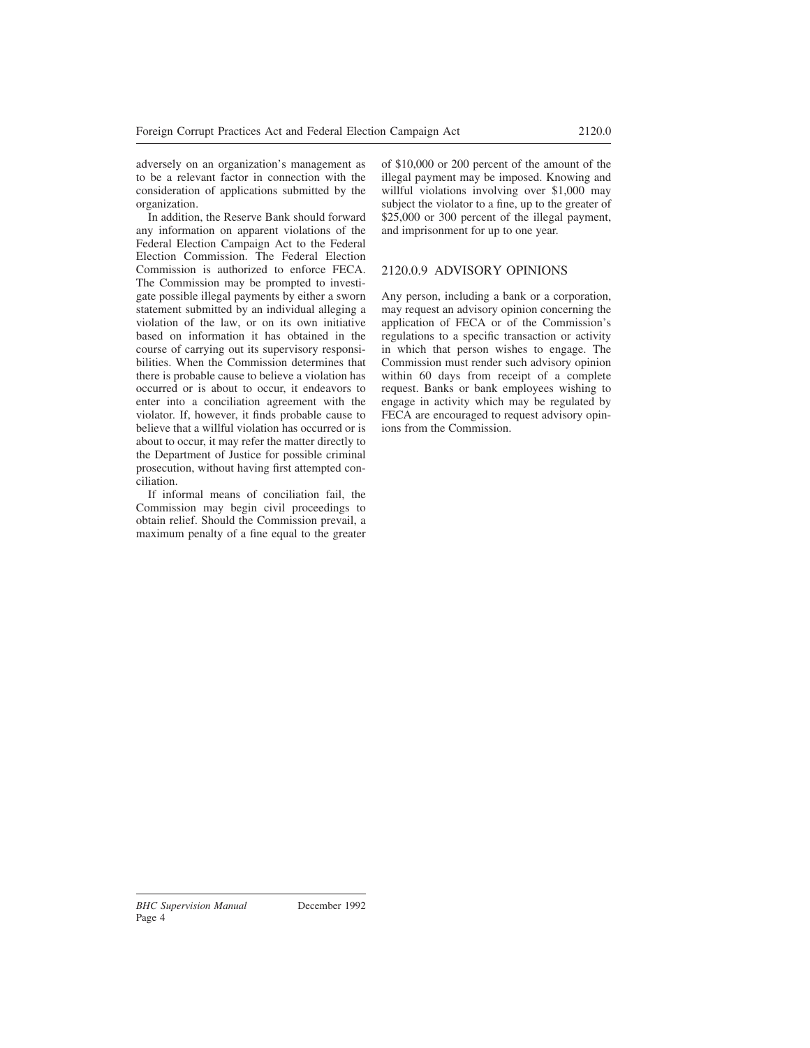adversely on an organization's management as to be a relevant factor in connection with the consideration of applications submitted by the organization.

In addition, the Reserve Bank should forward any information on apparent violations of the Federal Election Campaign Act to the Federal Election Commission. The Federal Election Commission is authorized to enforce FECA. The Commission may be prompted to investigate possible illegal payments by either a sworn statement submitted by an individual alleging a violation of the law, or on its own initiative based on information it has obtained in the course of carrying out its supervisory responsibilities. When the Commission determines that there is probable cause to believe a violation has occurred or is about to occur, it endeavors to enter into a conciliation agreement with the violator. If, however, it finds probable cause to believe that a willful violation has occurred or is about to occur, it may refer the matter directly to the Department of Justice for possible criminal prosecution, without having first attempted conciliation.

If informal means of conciliation fail, the Commission may begin civil proceedings to obtain relief. Should the Commission prevail, a maximum penalty of a fine equal to the greater of $10,000 or 200 percent of the amount of the illegal payment may be imposed. Knowing and willful violations involving over $1,000 may subject the violator to a fine, up to the greater of $25,000 or 300 percent of the illegal payment, and imprisonment for up to one year.

## 2120.0.9 ADVISORY OPINIONS

Any person, including a bank or a corporation, may request an advisory opinion concerning the application of FECA or of the Commission's regulations to a specific transaction or activity in which that person wishes to engage. The Commission must render such advisory opinion within 60 days from receipt of a complete request. Banks or bank employees wishing to engage in activity which may be regulated by FECA are encouraged to request advisory opinions from the Commission.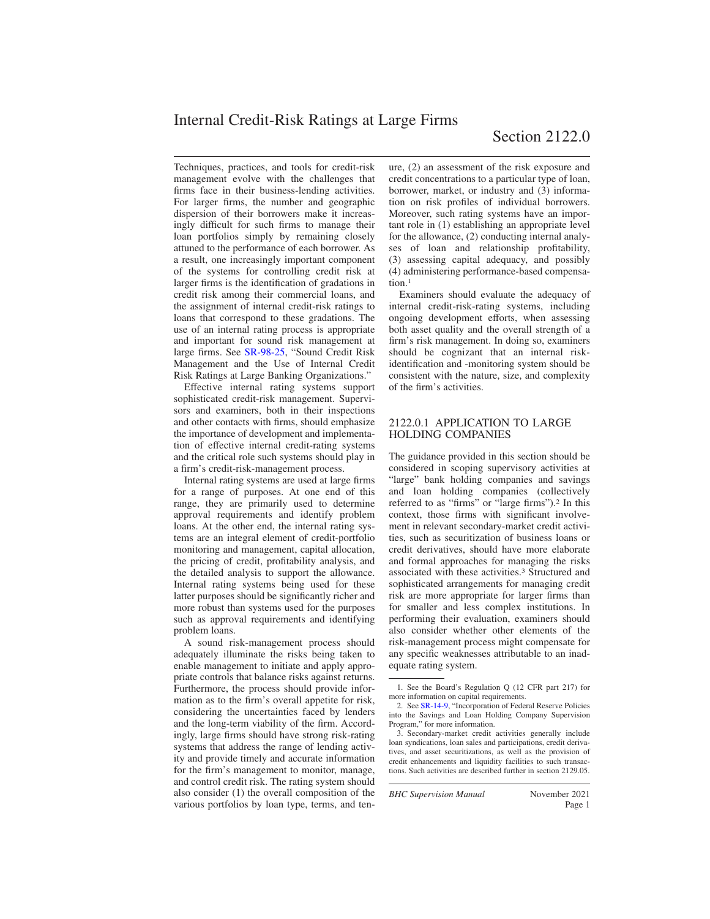# Internal Credit-Risk Ratings at Large Firms

## Section 2122.0

Techniques, practices, and tools for credit-risk management evolve with the challenges that firms face in their business-lending activities. For larger firms, the number and geographic dispersion of their borrowers make it increasingly difficult for such firms to manage their loan portfolios simply by remaining closely attuned to the performance of each borrower. As a result, one increasingly important component of the systems for controlling credit risk at larger firms is the identification of gradations in credit risk among their commercial loans, and the assignment of internal credit-risk ratings to loans that correspond to these gradations. The use of an internal rating process is appropriate and important for sound risk management at large firms. See SR-98-25, "Sound Credit Risk Management and the Use of Internal Credit Risk Ratings at Large Banking Organizations."

Effective internal rating systems support sophisticated credit-risk management. Supervisors and examiners, both in their inspections and other contacts with firms, should emphasize the importance of development and implementation of effective internal credit-rating systems and the critical role such systems should play in a firm's credit-risk-management process.

Internal rating systems are used at large firms for a range of purposes. At one end of this range, they are primarily used to determine approval requirements and identify problem loans. At the other end, the internal rating systems are an integral element of credit-portfolio monitoring and management, capital allocation, the pricing of credit, profitability analysis, and the detailed analysis to support the allowance. Internal rating systems being used for these latter purposes should be significantly richer and more robust than systems used for the purposes such as approval requirements and identifying problem loans.

A sound risk-management process should adequately illuminate the risks being taken to enable management to initiate and apply appropriate controls that balance risks against returns. Furthermore, the process should provide information as to the firm's overall appetite for risk, considering the uncertainties faced by lenders and the long-term viability of the firm. Accordingly, large firms should have strong risk-rating systems that address the range of lending activity and provide timely and accurate information for the firm's management to monitor, manage, and control credit risk. The rating system should also consider (1) the overall composition of the various portfolios by loan type, terms, and tenure, (2) an assessment of the risk exposure and credit concentrations to a particular type of loan, borrower, market, or industry and (3) information on risk profiles of individual borrowers. Moreover, such rating systems have an important role in (1) establishing an appropriate level for the allowance, (2) conducting internal analyses of loan and relationship profitability, (3) assessing capital adequacy, and possibly (4) administering performance-based compensation.[1]

Examiners should evaluate the adequacy of internal credit-risk-rating systems, including ongoing development efforts, when assessing both asset quality and the overall strength of a firm's risk management. In doing so, examiners should be cognizant that an internal risk-identification and -monitoring system should be consistent with the nature, size, and complexity of the firm's activities.

### 2122.0.1 APPLICATION TO LARGE HOLDING COMPANIES

The guidance provided in this section should be considered in scoping supervisory activities at "large" bank holding companies and savings and loan holding companies (collectively referred to as "firms" or "large firms").[2] In this context, those firms with significant involvement in relevant secondary-market credit activities, such as securitization of business loans or credit derivatives, should have more elaborate and formal approaches for managing the risks associated with these activities.[3] Structured and sophisticated arrangements for managing credit risk are more appropriate for larger firms than for smaller and less complex institutions. In performing their evaluation, examiners should also consider whether other elements of the risk-management process might compensate for any specific weaknesses attributable to an inadequate rating system.

---

1. See the Board's Regulation Q (12 CFR part 217) for more information on capital requirements.

2. See SR-14-9, "Incorporation of Federal Reserve Policies into the Savings and Loan Holding Company Supervision Program," for more information.

3. Secondary-market credit activities generally include loan syndications, loan sales and participations, credit derivatives, and asset securitizations, as well as the provision of credit enhancements and liquidity facilities to such transactions. Such activities are described further in section 2129.05.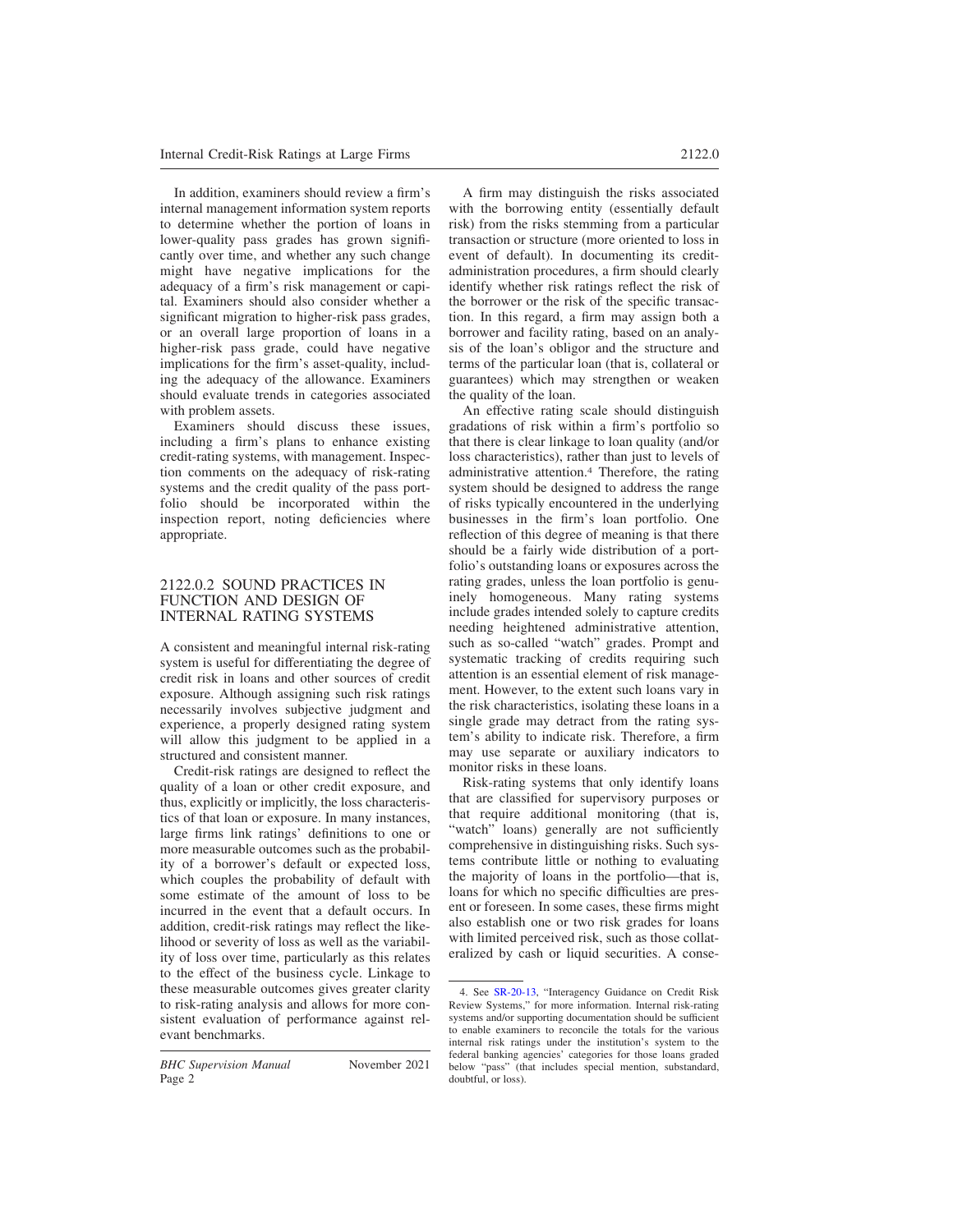In addition, examiners should review a firm's internal management information system reports to determine whether the portion of loans in lower-quality pass grades has grown significantly over time, and whether any such change might have negative implications for the adequacy of a firm's risk management or capital. Examiners should also consider whether a significant migration to higher-risk pass grades, or an overall large proportion of loans in a higher-risk pass grade, could have negative implications for the firm's asset-quality, including the adequacy of the allowance. Examiners should evaluate trends in categories associated with problem assets.

Examiners should discuss these issues, including a firm's plans to enhance existing credit-rating systems, with management. Inspection comments on the adequacy of risk-rating systems and the credit quality of the pass portfolio should be incorporated within the inspection report, noting deficiencies where appropriate.

## 2122.0.2 SOUND PRACTICES IN FUNCTION AND DESIGN OF INTERNAL RATING SYSTEMS

A consistent and meaningful internal risk-rating system is useful for differentiating the degree of credit risk in loans and other sources of credit exposure. Although assigning such risk ratings necessarily involves subjective judgment and experience, a properly designed rating system will allow this judgment to be applied in a structured and consistent manner.

Credit-risk ratings are designed to reflect the quality of a loan or other credit exposure, and thus, explicitly or implicitly, the loss characteristics of that loan or exposure. In many instances, large firms link ratings' definitions to one or more measurable outcomes such as the probability of a borrower's default or expected loss, which couples the probability of default with some estimate of the amount of loss to be incurred in the event that a default occurs. In addition, credit-risk ratings may reflect the likelihood or severity of loss as well as the variability of loss over time, particularly as this relates to the effect of the business cycle. Linkage to these measurable outcomes gives greater clarity to risk-rating analysis and allows for more consistent evaluation of performance against relevant benchmarks.

A firm may distinguish the risks associated with the borrowing entity (essentially default risk) from the risks stemming from a particular transaction or structure (more oriented to loss in event of default). In documenting its credit-administration procedures, a firm should clearly identify whether risk ratings reflect the risk of the borrower or the risk of the specific transaction. In this regard, a firm may assign both a borrower and facility rating, based on an analysis of the loan's obligor and the structure and terms of the particular loan (that is, collateral or guarantees) which may strengthen or weaken the quality of the loan.

An effective rating scale should distinguish gradations of risk within a firm's portfolio so that there is clear linkage to loan quality (and/or loss characteristics), rather than just to levels of administrative attention.[4] Therefore, the rating system should be designed to address the range of risks typically encountered in the underlying businesses in the firm's loan portfolio. One reflection of this degree of meaning is that there should be a fairly wide distribution of a portfolio's outstanding loans or exposures across the rating grades, unless the loan portfolio is genuinely homogeneous. Many rating systems include grades intended solely to capture credits needing heightened administrative attention, such as so-called "watch" grades. Prompt and systematic tracking of credits requiring such attention is an essential element of risk management. However, to the extent such loans vary in the risk characteristics, isolating these loans in a single grade may detract from the rating system's ability to indicate risk. Therefore, a firm may use separate or auxiliary indicators to monitor risks in these loans.

Risk-rating systems that only identify loans that are classified for supervisory purposes or that require additional monitoring (that is, "watch" loans) generally are not sufficiently comprehensive in distinguishing risks. Such systems contribute little or nothing to evaluating the majority of loans in the portfolio—that is, loans for which no specific difficulties are present or foreseen. In some cases, these firms might also establish one or two risk grades for loans with limited perceived risk, such as those collateralized by cash or liquid securities. A conse-

4. See SR-20-13, "Interagency Guidance on Credit Risk Review Systems," for more information. Internal risk-rating systems and/or supporting documentation should be sufficient to enable examiners to reconcile the totals for the various internal risk ratings under the institution's system to the federal banking agencies' categories for those loans graded below "pass" (that includes special mention, substandard, doubtful, or loss).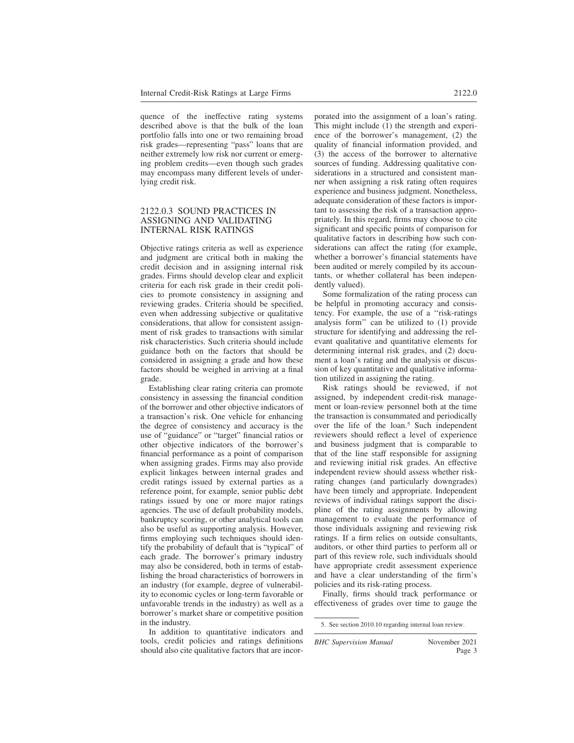quence of the ineffective rating systems described above is that the bulk of the loan portfolio falls into one or two remaining broad risk grades—representing "pass" loans that are neither extremely low risk nor current or emerging problem credits—even though such grades may encompass many different levels of underlying credit risk.

### 2122.0.3 SOUND PRACTICES IN ASSIGNING AND VALIDATING INTERNAL RISK RATINGS

Objective ratings criteria as well as experience and judgment are critical both in making the credit decision and in assigning internal risk grades. Firms should develop clear and explicit criteria for each risk grade in their credit policies to promote consistency in assigning and reviewing grades. Criteria should be specified, even when addressing subjective or qualitative considerations, that allow for consistent assignment of risk grades to transactions with similar risk characteristics. Such criteria should include guidance both on the factors that should be considered in assigning a grade and how these factors should be weighed in arriving at a final grade.

Establishing clear rating criteria can promote consistency in assessing the financial condition of the borrower and other objective indicators of a transaction's risk. One vehicle for enhancing the degree of consistency and accuracy is the use of "guidance" or "target" financial ratios or other objective indicators of the borrower's financial performance as a point of comparison when assigning grades. Firms may also provide explicit linkages between internal grades and credit ratings issued by external parties as a reference point, for example, senior public debt ratings issued by one or more major ratings agencies. The use of default probability models, bankruptcy scoring, or other analytical tools can also be useful as supporting analysis. However, firms employing such techniques should identify the probability of default that is "typical" of each grade. The borrower's primary industry may also be considered, both in terms of establishing the broad characteristics of borrowers in an industry (for example, degree of vulnerability to economic cycles or long-term favorable or unfavorable trends in the industry) as well as a borrower's market share or competitive position in the industry.

In addition to quantitative indicators and tools, credit policies and ratings definitions should also cite qualitative factors that are incorporated into the assignment of a loan's rating. This might include (1) the strength and experience of the borrower's management, (2) the quality of financial information provided, and (3) the access of the borrower to alternative sources of funding. Addressing qualitative considerations in a structured and consistent manner when assigning a risk rating often requires experience and business judgment. Nonetheless, adequate consideration of these factors is important to assessing the risk of a transaction appropriately. In this regard, firms may choose to cite significant and specific points of comparison for qualitative factors in describing how such considerations can affect the rating (for example, whether a borrower's financial statements have been audited or merely compiled by its accountants, or whether collateral has been independently valued).

Some formalization of the rating process can be helpful in promoting accuracy and consistency. For example, the use of a "risk-ratings analysis form" can be utilized to (1) provide structure for identifying and addressing the relevant qualitative and quantitative elements for determining internal risk grades, and (2) document a loan's rating and the analysis or discussion of key quantitative and qualitative information utilized in assigning the rating.

Risk ratings should be reviewed, if not assigned, by independent credit-risk management or loan-review personnel both at the time the transaction is consummated and periodically over the life of the loan.[5] Such independent reviewers should reflect a level of experience and business judgment that is comparable to that of the line staff responsible for assigning and reviewing initial risk grades. An effective independent review should assess whether risk-rating changes (and particularly downgrades) have been timely and appropriate. Independent reviews of individual ratings support the discipline of the rating assignments by allowing management to evaluate the performance of those individuals assigning and reviewing risk ratings. If a firm relies on outside consultants, auditors, or other third parties to perform all or part of this review role, such individuals should have appropriate credit assessment experience and have a clear understanding of the firm's policies and its risk-rating process.

Finally, firms should track performance or effectiveness of grades over time to gauge the

---

5. See section 2010.10 regarding internal loan review.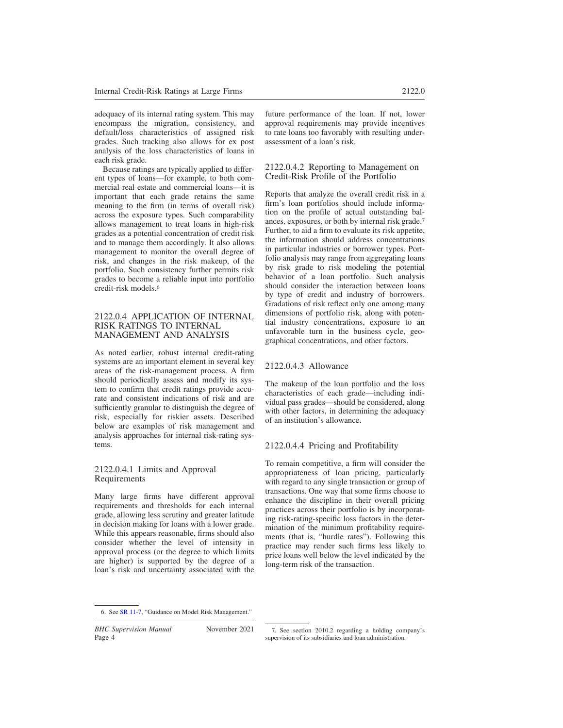adequacy of its internal rating system. This may encompass the migration, consistency, and default/loss characteristics of assigned risk grades. Such tracking also allows for ex post analysis of the loss characteristics of loans in each risk grade.

Because ratings are typically applied to different types of loans—for example, to both commercial real estate and commercial loans—it is important that each grade retains the same meaning to the firm (in terms of overall risk) across the exposure types. Such comparability allows management to treat loans in high-risk grades as a potential concentration of credit risk and to manage them accordingly. It also allows management to monitor the overall degree of risk, and changes in the risk makeup, of the portfolio. Such consistency further permits risk grades to become a reliable input into portfolio credit-risk models.[6]

## 2122.0.4 APPLICATION OF INTERNAL RISK RATINGS TO INTERNAL MANAGEMENT AND ANALYSIS

As noted earlier, robust internal credit-rating systems are an important element in several key areas of the risk-management process. A firm should periodically assess and modify its system to confirm that credit ratings provide accurate and consistent indications of risk and are sufficiently granular to distinguish the degree of risk, especially for riskier assets. Described below are examples of risk management and analysis approaches for internal risk-rating systems.

### 2122.0.4.1 Limits and Approval Requirements

Many large firms have different approval requirements and thresholds for each internal grade, allowing less scrutiny and greater latitude in decision making for loans with a lower grade. While this appears reasonable, firms should also consider whether the level of intensity in approval process (or the degree to which limits are higher) is supported by the degree of a loan's risk and uncertainty associated with the future performance of the loan. If not, lower approval requirements may provide incentives to rate loans too favorably with resulting underassessment of a loan's risk.

### 2122.0.4.2 Reporting to Management on Credit-Risk Profile of the Portfolio

Reports that analyze the overall credit risk in a firm's loan portfolios should include information on the profile of actual outstanding balances, exposures, or both by internal risk grade.[7] Further, to aid a firm to evaluate its risk appetite, the information should address concentrations in particular industries or borrower types. Portfolio analysis may range from aggregating loans by risk grade to risk modeling the potential behavior of a loan portfolio. Such analysis should consider the interaction between loans by type of credit and industry of borrowers. Gradations of risk reflect only one among many dimensions of portfolio risk, along with potential industry concentrations, exposure to an unfavorable turn in the business cycle, geographical concentrations, and other factors.

### 2122.0.4.3 Allowance

The makeup of the loan portfolio and the loss characteristics of each grade—including individual pass grades—should be considered, along with other factors, in determining the adequacy of an institution's allowance.

### 2122.0.4.4 Pricing and Profitability

To remain competitive, a firm will consider the appropriateness of loan pricing, particularly with regard to any single transaction or group of transactions. One way that some firms choose to enhance the discipline in their overall pricing practices across their portfolio is by incorporating risk-rating-specific loss factors in the determination of the minimum profitability requirements (that is, "hurdle rates"). Following this practice may render such firms less likely to price loans well below the level indicated by the long-term risk of the transaction.

6. See SR 11-7, "Guidance on Model Risk Management."

7. See section 2010.2 regarding a holding company's supervision of its subsidiaries and loan administration.